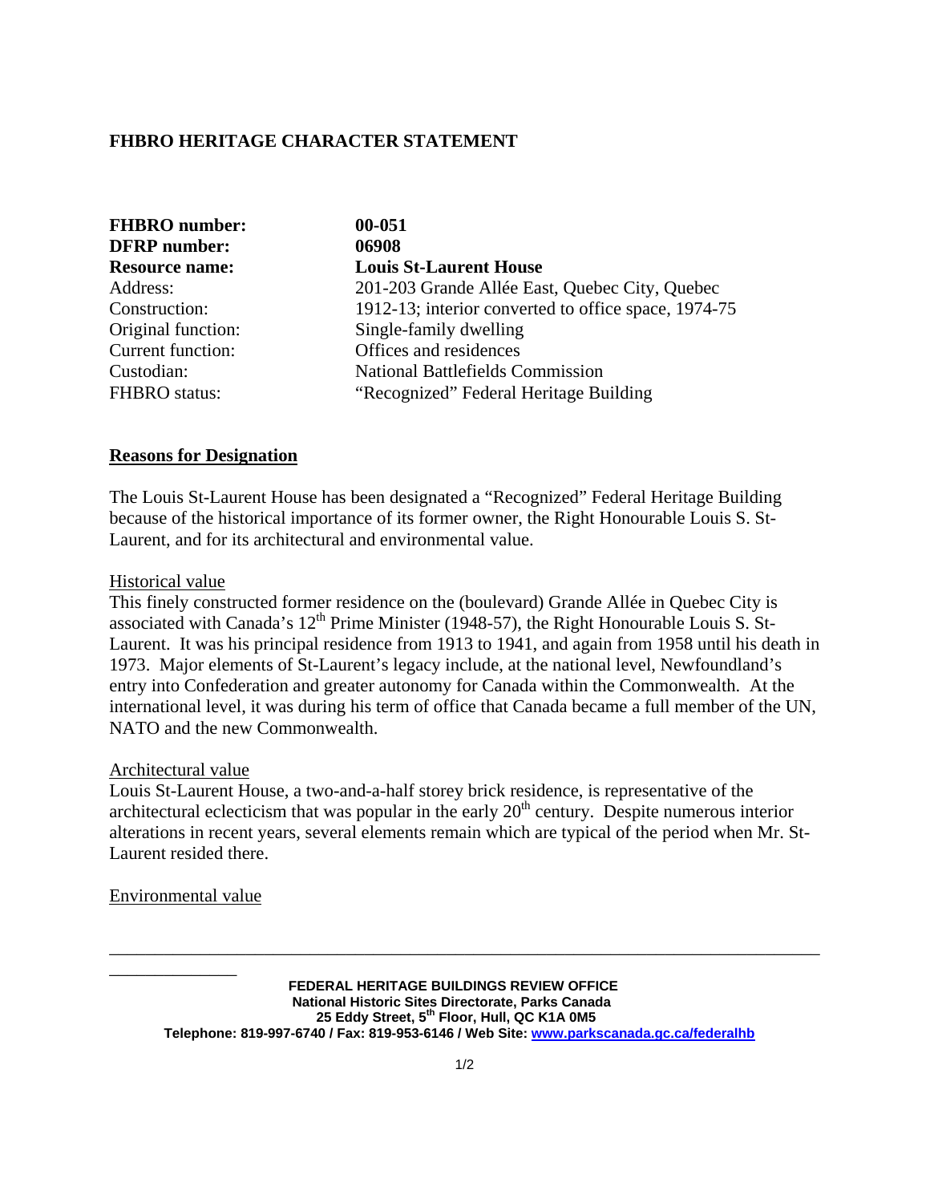# FHBRO HERITAGE CHARACTER STATEMENT

| | |
|---|---|
| **FHBRO number:** | **00-051** |
| **DFRP number:** | **06908** |
| **Resource name:** | **Louis St-Laurent House** |
| Address: | 201-203 Grande Allée East, Quebec City, Quebec |
| Construction: | 1912-13; interior converted to office space, 1974-75 |
| Original function: | Single-family dwelling |
| Current function: | Offices and residences |
| Custodian: | National Battlefields Commission |
| FHBRO status: | "Recognized" Federal Heritage Building |

## Reasons for Designation

The Louis St-Laurent House has been designated a "Recognized" Federal Heritage Building because of the historical importance of its former owner, the Right Honourable Louis S. St-Laurent, and for its architectural and environmental value.

### Historical value

This finely constructed former residence on the (boulevard) Grande Allée in Quebec City is associated with Canada's 12th Prime Minister (1948-57), the Right Honourable Louis S. St-Laurent. It was his principal residence from 1913 to 1941, and again from 1958 until his death in 1973. Major elements of St-Laurent's legacy include, at the national level, Newfoundland's entry into Confederation and greater autonomy for Canada within the Commonwealth. At the international level, it was during his term of office that Canada became a full member of the UN, NATO and the new Commonwealth.

### Architectural value

Louis St-Laurent House, a two-and-a-half storey brick residence, is representative of the architectural eclecticism that was popular in the early 20th century. Despite numerous interior alterations in recent years, several elements remain which are typical of the period when Mr. St-Laurent resided there.

### Environmental value

**FEDERAL HERITAGE BUILDINGS REVIEW OFFICE**
**National Historic Sites Directorate, Parks Canada**
**25 Eddy Street, 5th Floor, Hull, QC K1A 0M5**
**Telephone: 819-997-6740 / Fax: 819-953-6146 / Web Site: www.parkscanada.gc.ca/federalhb**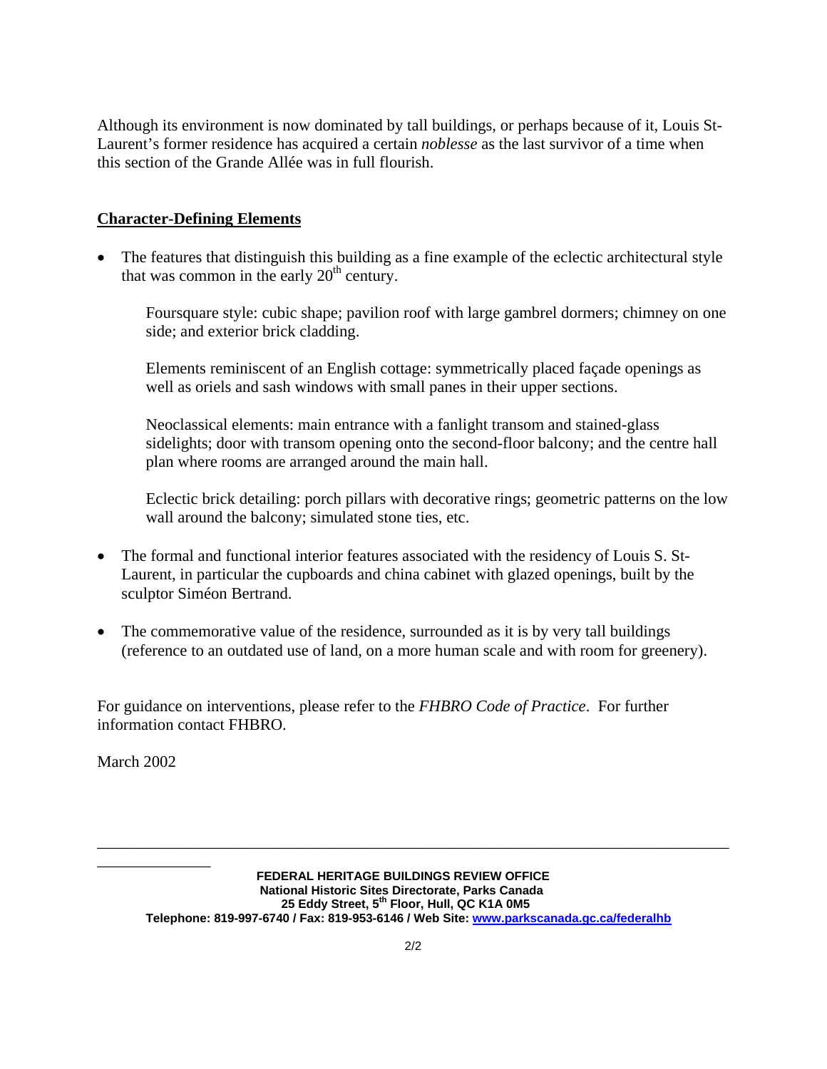Although its environment is now dominated by tall buildings, or perhaps because of it, Louis St-Laurent's former residence has acquired a certain *noblesse* as the last survivor of a time when this section of the Grande Allée was in full flourish.

## Character-Defining Elements

- The features that distinguish this building as a fine example of the eclectic architectural style that was common in the early 20th century.

  Foursquare style: cubic shape; pavilion roof with large gambrel dormers; chimney on one side; and exterior brick cladding.

  Elements reminiscent of an English cottage: symmetrically placed façade openings as well as oriels and sash windows with small panes in their upper sections.

  Neoclassical elements: main entrance with a fanlight transom and stained-glass sidelights; door with transom opening onto the second-floor balcony; and the centre hall plan where rooms are arranged around the main hall.

  Eclectic brick detailing: porch pillars with decorative rings; geometric patterns on the low wall around the balcony; simulated stone ties, etc.

- The formal and functional interior features associated with the residency of Louis S. St-Laurent, in particular the cupboards and china cabinet with glazed openings, built by the sculptor Siméon Bertrand.

- The commemorative value of the residence, surrounded as it is by very tall buildings (reference to an outdated use of land, on a more human scale and with room for greenery).

For guidance on interventions, please refer to the *FHBRO Code of Practice*. For further information contact FHBRO.

March 2002

**FEDERAL HERITAGE BUILDINGS REVIEW OFFICE**
**National Historic Sites Directorate, Parks Canada**
**25 Eddy Street, 5th Floor, Hull, QC K1A 0M5**
**Telephone: 819-997-6740 / Fax: 819-953-6146 / Web Site: www.parkscanada.gc.ca/federalhb**